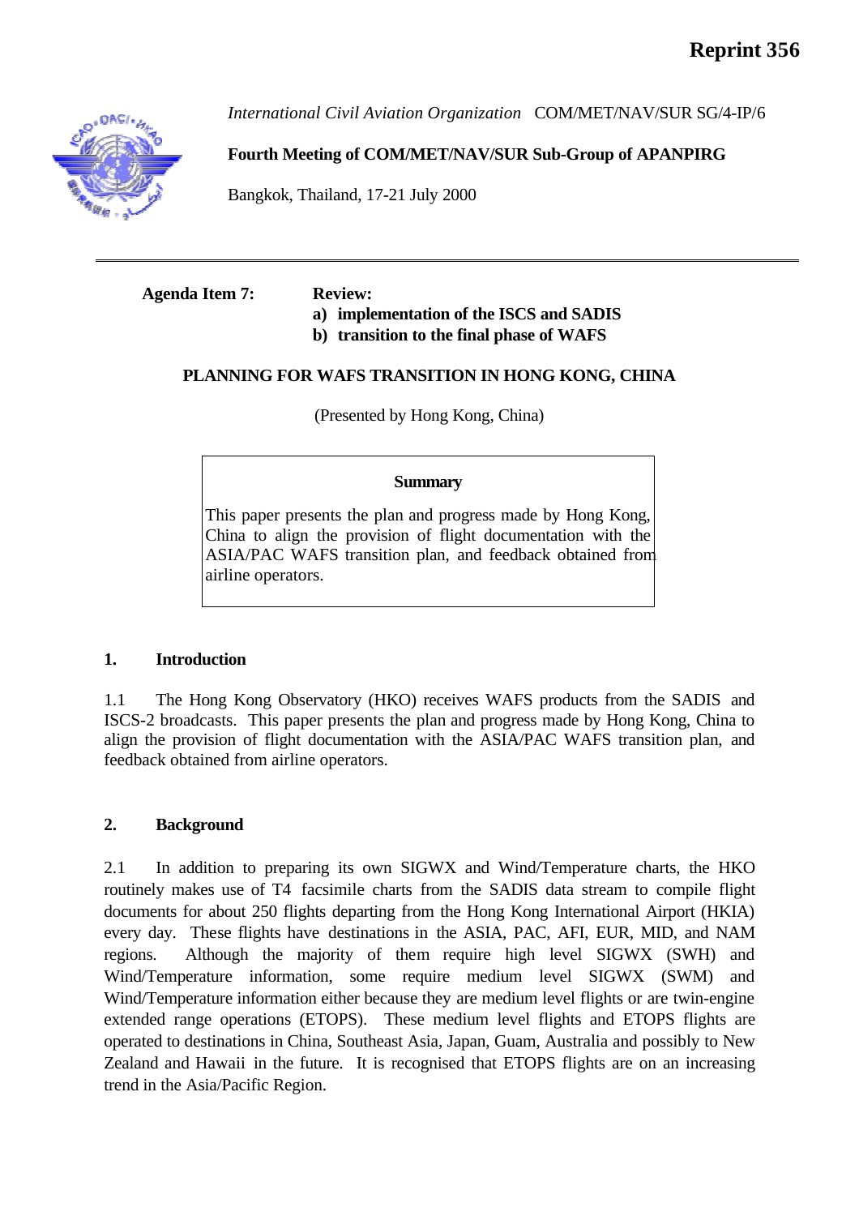**Reprint 356**

*International Civil Aviation Organization* COM/MET/NAV/SUR SG/4-IP/6

**Fourth Meeting of COM/MET/NAV/SUR Sub-Group of APANPIRG**

Bangkok, Thailand, 17-21 July 2000

---

**Agenda Item 7:** **Review:**
**a) implementation of the ISCS and SADIS**
**b) transition to the final phase of WAFS**

**PLANNING FOR WAFS TRANSITION IN HONG KONG, CHINA**

(Presented by Hong Kong, China)

**Summary**

This paper presents the plan and progress made by Hong Kong, China to align the provision of flight documentation with the ASIA/PAC WAFS transition plan, and feedback obtained from airline operators.

## 1. Introduction

1.1 The Hong Kong Observatory (HKO) receives WAFS products from the SADIS and ISCS-2 broadcasts. This paper presents the plan and progress made by Hong Kong, China to align the provision of flight documentation with the ASIA/PAC WAFS transition plan, and feedback obtained from airline operators.

## 2. Background

2.1 In addition to preparing its own SIGWX and Wind/Temperature charts, the HKO routinely makes use of T4 facsimile charts from the SADIS data stream to compile flight documents for about 250 flights departing from the Hong Kong International Airport (HKIA) every day. These flights have destinations in the ASIA, PAC, AFI, EUR, MID, and NAM regions. Although the majority of them require high level SIGWX (SWH) and Wind/Temperature information, some require medium level SIGWX (SWM) and Wind/Temperature information either because they are medium level flights or are twin-engine extended range operations (ETOPS). These medium level flights and ETOPS flights are operated to destinations in China, Southeast Asia, Japan, Guam, Australia and possibly to New Zealand and Hawaii in the future. It is recognised that ETOPS flights are on an increasing trend in the Asia/Pacific Region.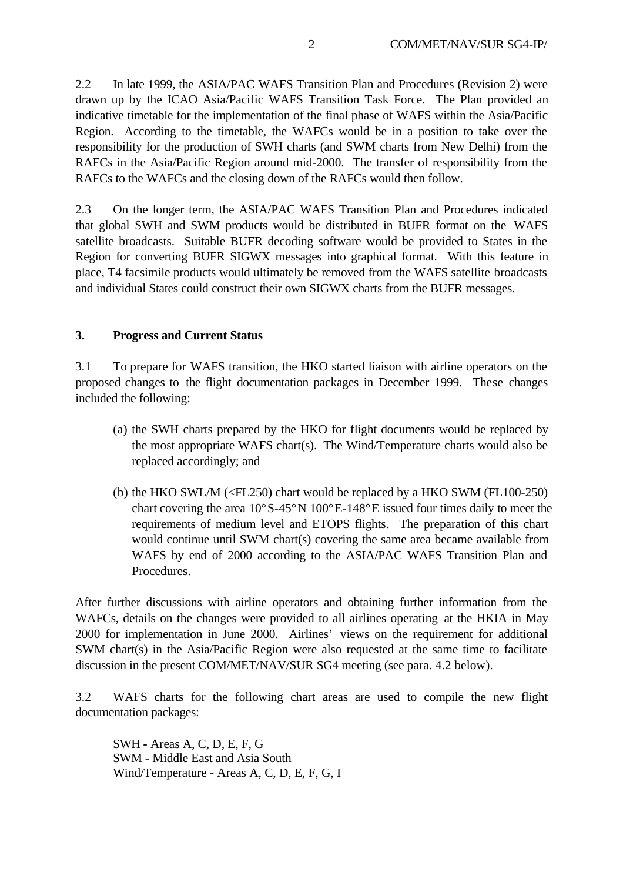2.2 In late 1999, the ASIA/PAC WAFS Transition Plan and Procedures (Revision 2) were drawn up by the ICAO Asia/Pacific WAFS Transition Task Force. The Plan provided an indicative timetable for the implementation of the final phase of WAFS within the Asia/Pacific Region. According to the timetable, the WAFCs would be in a position to take over the responsibility for the production of SWH charts (and SWM charts from New Delhi) from the RAFCs in the Asia/Pacific Region around mid-2000. The transfer of responsibility from the RAFCs to the WAFCs and the closing down of the RAFCs would then follow.

2.3 On the longer term, the ASIA/PAC WAFS Transition Plan and Procedures indicated that global SWH and SWM products would be distributed in BUFR format on the WAFS satellite broadcasts. Suitable BUFR decoding software would be provided to States in the Region for converting BUFR SIGWX messages into graphical format. With this feature in place, T4 facsimile products would ultimately be removed from the WAFS satellite broadcasts and individual States could construct their own SIGWX charts from the BUFR messages.

## 3. Progress and Current Status

3.1 To prepare for WAFS transition, the HKO started liaison with airline operators on the proposed changes to the flight documentation packages in December 1999. These changes included the following:

(a) the SWH charts prepared by the HKO for flight documents would be replaced by the most appropriate WAFS chart(s). The Wind/Temperature charts would also be replaced accordingly; and

(b) the HKO SWL/M (<FL250) chart would be replaced by a HKO SWM (FL100-250) chart covering the area 10°S-45°N 100°E-148°E issued four times daily to meet the requirements of medium level and ETOPS flights. The preparation of this chart would continue until SWM chart(s) covering the same area became available from WAFS by end of 2000 according to the ASIA/PAC WAFS Transition Plan and Procedures.

After further discussions with airline operators and obtaining further information from the WAFCs, details on the changes were provided to all airlines operating at the HKIA in May 2000 for implementation in June 2000. Airlines' views on the requirement for additional SWM chart(s) in the Asia/Pacific Region were also requested at the same time to facilitate discussion in the present COM/MET/NAV/SUR SG4 meeting (see para. 4.2 below).

3.2 WAFS charts for the following chart areas are used to compile the new flight documentation packages:

SWH - Areas A, C, D, E, F, G
SWM - Middle East and Asia South
Wind/Temperature - Areas A, C, D, E, F, G, I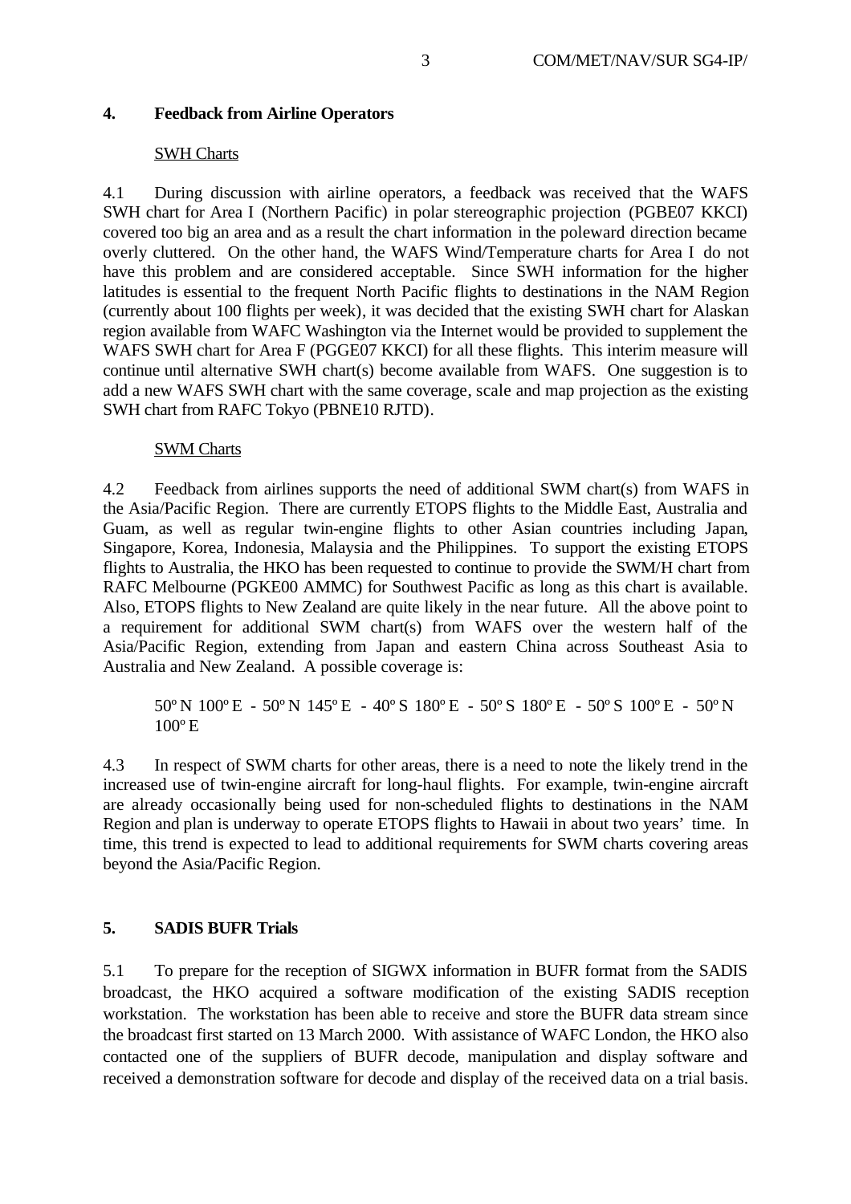## 4. Feedback from Airline Operators

SWH Charts

4.1 During discussion with airline operators, a feedback was received that the WAFS SWH chart for Area I (Northern Pacific) in polar stereographic projection (PGBE07 KKCI) covered too big an area and as a result the chart information in the poleward direction became overly cluttered. On the other hand, the WAFS Wind/Temperature charts for Area I do not have this problem and are considered acceptable. Since SWH information for the higher latitudes is essential to the frequent North Pacific flights to destinations in the NAM Region (currently about 100 flights per week), it was decided that the existing SWH chart for Alaskan region available from WAFC Washington via the Internet would be provided to supplement the WAFS SWH chart for Area F (PGGE07 KKCI) for all these flights. This interim measure will continue until alternative SWH chart(s) become available from WAFS. One suggestion is to add a new WAFS SWH chart with the same coverage, scale and map projection as the existing SWH chart from RAFC Tokyo (PBNE10 RJTD).

SWM Charts

4.2 Feedback from airlines supports the need of additional SWM chart(s) from WAFS in the Asia/Pacific Region. There are currently ETOPS flights to the Middle East, Australia and Guam, as well as regular twin-engine flights to other Asian countries including Japan, Singapore, Korea, Indonesia, Malaysia and the Philippines. To support the existing ETOPS flights to Australia, the HKO has been requested to continue to provide the SWM/H chart from RAFC Melbourne (PGKE00 AMMC) for Southwest Pacific as long as this chart is available. Also, ETOPS flights to New Zealand are quite likely in the near future. All the above point to a requirement for additional SWM chart(s) from WAFS over the western half of the Asia/Pacific Region, extending from Japan and eastern China across Southeast Asia to Australia and New Zealand. A possible coverage is:

> 50º N 100º E - 50º N 145º E - 40º S 180º E - 50º S 180º E - 50º S 100º E - 50º N 100º E

4.3 In respect of SWM charts for other areas, there is a need to note the likely trend in the increased use of twin-engine aircraft for long-haul flights. For example, twin-engine aircraft are already occasionally being used for non-scheduled flights to destinations in the NAM Region and plan is underway to operate ETOPS flights to Hawaii in about two years' time. In time, this trend is expected to lead to additional requirements for SWM charts covering areas beyond the Asia/Pacific Region.

## 5. SADIS BUFR Trials

5.1 To prepare for the reception of SIGWX information in BUFR format from the SADIS broadcast, the HKO acquired a software modification of the existing SADIS reception workstation. The workstation has been able to receive and store the BUFR data stream since the broadcast first started on 13 March 2000. With assistance of WAFC London, the HKO also contacted one of the suppliers of BUFR decode, manipulation and display software and received a demonstration software for decode and display of the received data on a trial basis.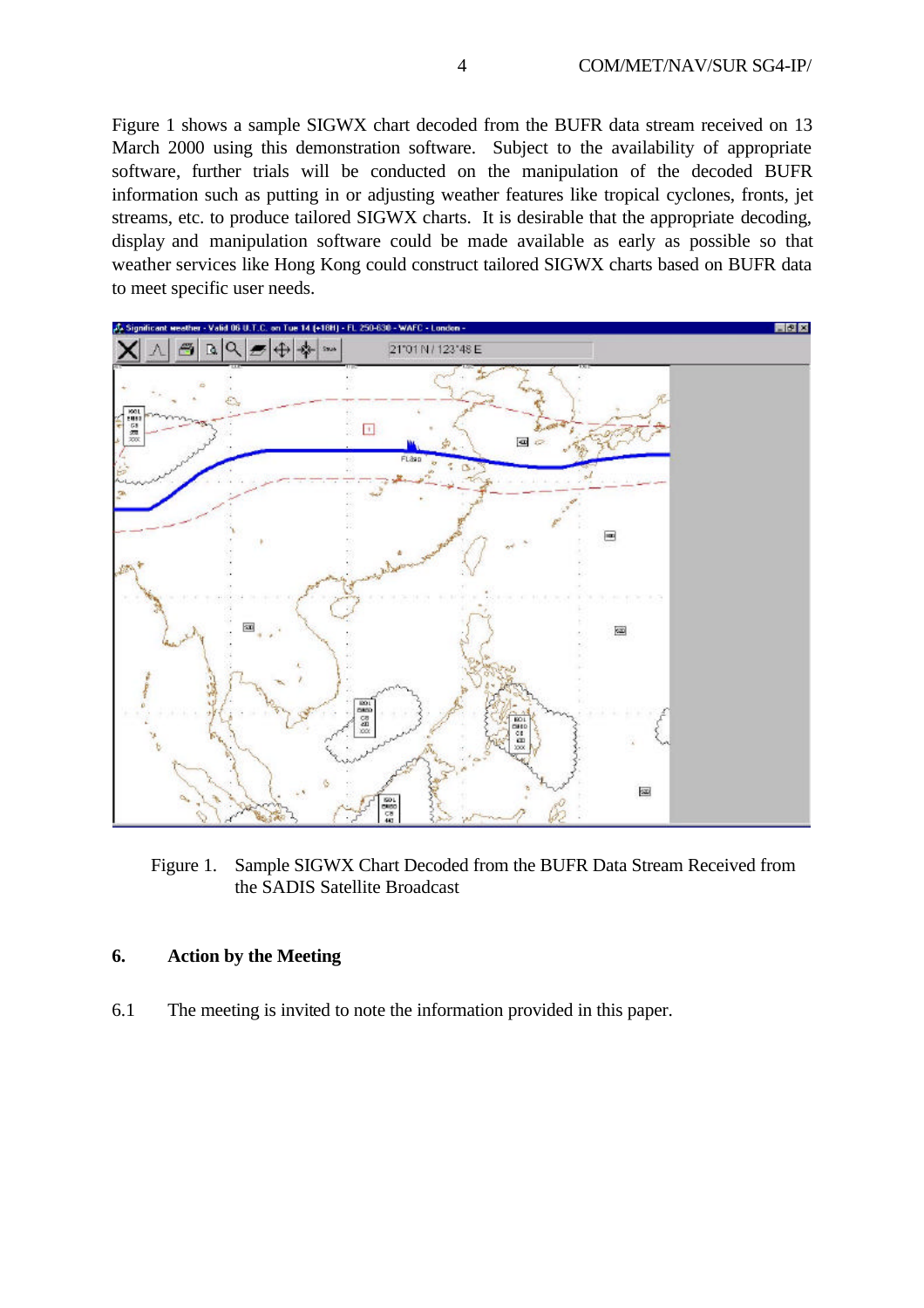Figure 1 shows a sample SIGWX chart decoded from the BUFR data stream received on 13 March 2000 using this demonstration software. Subject to the availability of appropriate software, further trials will be conducted on the manipulation of the decoded BUFR information such as putting in or adjusting weather features like tropical cyclones, fronts, jet streams, etc. to produce tailored SIGWX charts. It is desirable that the appropriate decoding, display and manipulation software could be made available as early as possible so that weather services like Hong Kong could construct tailored SIGWX charts based on BUFR data to meet specific user needs.

Figure 1. Sample SIGWX Chart Decoded from the BUFR Data Stream Received from the SADIS Satellite Broadcast

## 6. Action by the Meeting

6.1 The meeting is invited to note the information provided in this paper.